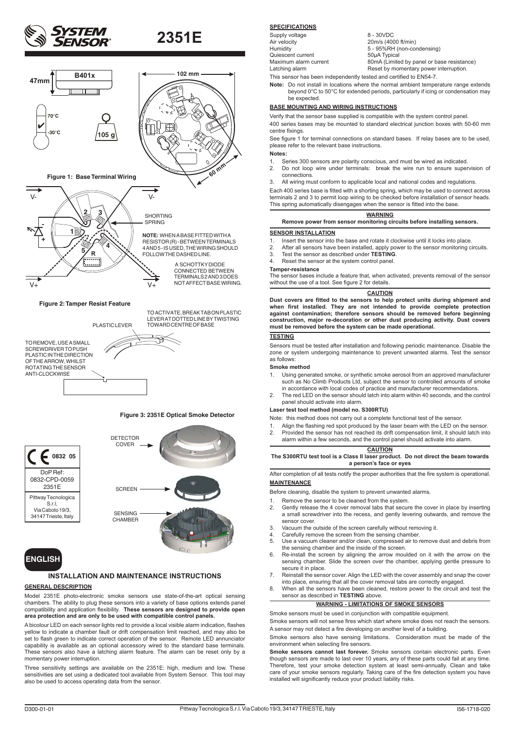# 2351E

**Figure 1: Base Terminal Wiring**

NOTE: WHEN A BASE FITTED WITH A RESISTOR (R) - BETWEEN TERMINALS 4 AND 5 - IS USED, THE WIRING SHOULD FOLLOW THE DASHED LINE.

A SCHOTTKY DIODE CONNECTED BETWEEN TERMINALS 2 AND 3 DOES NOT AFFECT BASE WIRING.

**Figure 2: Tamper Resist Feature**

TO ACTIVATE, BREAK TAB ON PLASTIC LEVER AT DOTTED LINE BY TWISTING TOWARD CENTRE OF BASE

TO REMOVE, USE A SMALL SCREWDRIVER TO PUSH PLASTIC IN THE DIRECTION OF THE ARROW, WHILST ROTATING THE SENSOR ANTI-CLOCKWISE

**Figure 3: 2351E Optical Smoke Detector**

0832 05

DoP Ref: 0832-CPD-0059 2351E

Pittway Tecnologica S.r.l, Via Caboto 19/3, 34147 Trieste, Italy

## ENGLISH

## INSTALLATION AND MAINTENANCE INSTRUCTIONS

### GENERAL DESCRIPTION

Model 2351E photo-electronic smoke sensors use state-of-the-art optical sensing chambers. The ability to plug these sensors into a variety of base options extends panel compatibility and application flexibility. **These sensors are designed to provide open area protection and are only to be used with compatible control panels.**

A bicolour LED on each sensor lights red to provide a local visible alarm indication, flashes yellow to indicate a chamber fault or drift compensation limit reached, and may also be set to flash green to indicate correct operation of the sensor. Remote LED annunciator capability is available as an optional accessory wired to the standard base terminals. These sensors also have a latching alarm feature. The alarm can be reset only by a momentary power interruption.

Three sensitivity settings are available on the 2351E: high, medium and low. These sensitivities are set using a dedicated tool available from System Sensor. This tool may also be used to access operating data from the sensor.

### SPECIFICATIONS

| | |
|---|---|
| Supply voltage | 8 - 30VDC |
| Air velocity | 20m/s (4000 ft/min) |
| Humidity | 5 - 95%RH (non-condensing) |
| Quiescent current | 50µA Typical |
| Maximum alarm current | 80mA (Limited by panel or base resistance) |
| Latching alarm | Reset by momentary power interruption. |

This sensor has been independently tested and certified to EN54-7.

**Note:** Do not install in locations where the normal ambient temperature range extends beyond 0°C to 50°C for extended periods, particularly if icing or condensation may be expected.

### BASE MOUNTING AND WIRING INSTRUCTIONS

Verify that the sensor base supplied is compatible with the system control panel.

400 series bases may be mounted to standard electrical junction boxes with 50-60 mm centre fixings.

See figure 1 for terminal connections on standard bases. If relay bases are to be used, please refer to the relevant base instructions.

**Notes:**

1. Series 300 sensors are polarity conscious, and must be wired as indicated.
2. Do not loop wire under terminals: break the wire run to ensure supervision of connections.
3. All wiring must conform to applicable local and national codes and regulations.

Each 400 series base is fitted with a shorting spring, which may be used to connect across terminals 2 and 3 to permit loop wiring to be checked before installation of sensor heads. This spring automatically disengages when the sensor is fitted into the base.

**WARNING**

**Remove power from sensor monitoring circuits before installing sensors.**

### SENSOR INSTALLATION

1. Insert the sensor into the base and rotate it clockwise until it locks into place.
2. After all sensors have been installed, apply power to the sensor monitoring circuits.
3. Test the sensor as described under **TESTING**.
4. Reset the sensor at the system control panel.

**Tamper-resistance**

The sensor bases include a feature that, when activated, prevents removal of the sensor without the use of a tool. See figure 2 for details.

**CAUTION**

**Dust covers are fitted to the sensors to help protect units during shipment and when first installed. They are not intended to provide complete protection against contamination; therefore sensors should be removed before beginning construction, major re-decoration or other dust producing activity. Dust covers must be removed before the system can be made operational.**

### TESTING

Sensors must be tested after installation and following periodic maintenance. Disable the zone or system undergoing maintenance to prevent unwanted alarms. Test the sensor as follows:

**Smoke method**

1. Using generated smoke, or synthetic smoke aerosol from an approved manufacturer such as No Climb Products Ltd, subject the sensor to controlled amounts of smoke in accordance with local codes of practice and manufacturer recommendations.
2. The red LED on the sensor should latch into alarm within 40 seconds, and the control panel should activate into alarm.

**Laser test tool method (model no. S300RTU)**

Note: this method does not carry out a complete functional test of the sensor.

1. Align the flashing red spot produced by the laser beam with the LED on the sensor.
2. Provided the sensor has not reached its drift compensation limit, it should latch into alarm within a few seconds, and the control panel should activate into alarm.

**CAUTION**

**The S300RTU test tool is a Class II laser product. Do not direct the beam towards a person's face or eyes**

After completion of all tests notify the proper authorities that the fire system is operational.

### MAINTENANCE

Before cleaning, disable the system to prevent unwanted alarms.

1. Remove the sensor to be cleaned from the system.
2. Gently release the 4 cover removal tabs that secure the cover in place by inserting a small screwdriver into the recess, and gently levering outwards, and remove the sensor cover.
3. Vacuum the outside of the screen carefully without removing it.
4. Carefully remove the screen from the sensing chamber.
5. Use a vacuum cleaner and/or clean, compressed air to remove dust and debris from the sensing chamber and the inside of the screen.
6. Re-install the screen by aligning the arrow moulded on it with the arrow on the sensing chamber. Slide the screen over the chamber, applying gentle pressure to secure it in place.
7. Reinstall the sensor cover. Align the LED with the cover assembly and snap the cover into place, ensuring that all the cover removal tabs are correctly engaged.
8. When all the sensors have been cleaned, restore power to the circuit and test the sensor as described in **TESTING** above.

**WARNING - LIMITATIONS OF SMOKE SENSORS**

Smoke sensors must be used in conjunction with compatible equipment.

Smoke sensors will not sense fires which start where smoke does not reach the sensors. A sensor may not detect a fire developing on another level of a building.

Smoke sensors also have sensing limitations. Consideration must be made of the environment when selecting fire sensors.

**Smoke sensors cannot last forever.** Smoke sensors contain electronic parts. Even though sensors are made to last over 10 years, any of these parts could fail at any time. Therefore, test your smoke detection system at least semi-annually. Clean and take care of your smoke sensors regularly. Taking care of the fire detection system you have installed will significantly reduce your product liability risks.

D300-01-01 Pittway Tecnologica S.r.l. Via Caboto 19/3, 34147 TRIESTE, Italy I56-1718-020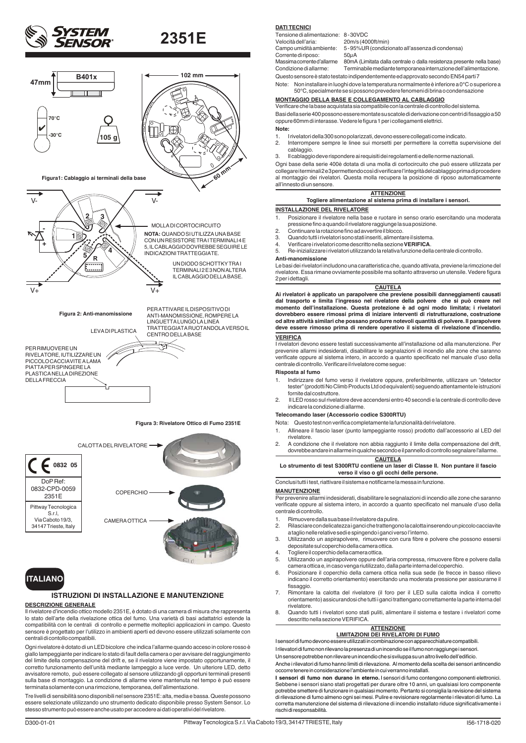# 2351E

B401x

47mm

102 mm

70°C

-30°C

105 g

60 mm

**Figura1: Cablaggio ai terminali della base**

V- V-

MOLLA DI CORTOCIRCUITO

**NOTA:** QUANDO SI UTILIZZA UNA BASE CON UN RESISTORE TRA I TERMINALI 4 E 5, IL CABLAGGIO DOVREBBE SEGUIRE LE INDICAZIONI TRATTEGGIATE.

UN DIODO SCHOTTKY TRA I TERMINALI 2 E 3 NON ALTERA IL CABLAGGIO DELLA BASE.

V+ V+

**Figura 2: Anti-manomissione**

PER ATTIVARE IL DISPOSITIVO DI ANTI-MANOMISSIONE, ROMPERE LA LINGUETTA LUNGO LA LINEA TRATTEGGIATA RUOTANDOLA VERSO IL CENTRO DELLA BASE

LEVA DI PLASTICA

PER RIMUOVERE UN RIVELATORE, IUTILIZZARE UN PICCOLO CACCIAVITE A LAMA PIATTA PER SPINGERE LA PLASTICA NELLA DIREZIONE DELLA FRECCIA

**Figura 3: Rivelatore Ottico di Fumo 2351E**

CALOTTA DEL RIVELATORE

COPERCHIO

CAMERA OTTICA

CE 0832 05

DoP Ref: 0832-CPD-0059 2351E

Pittway Tecnologica S.r.l, Via Caboto 19/3, 34147 Trieste, Italy

**ITALIANO**

## ISTRUZIONI DI INSTALLAZIONE E MANUTENZIONE

### DESCRIZIONE GENERALE

Il rivelatore d'incendio ottico modello 2351E, è dotato di una camera di misura che rappresenta lo stato dell'arte della rivelazione ottica del fumo. Una varietà di basi adattatrici estende la compatibilità con le centrali di controllo e permette molteplici applicazioni in campo. Questo sensore è progettato per l'utilizzo in ambienti aperti ed devono essere utilizzati solamente con centrali di contollo compatibili.

Ogni rivelatore è dotato di un LED bicolore che indica l'allarme quando acceso in colore rosso è giallo lampeggiante per indicare lo stato di fault della camera o per avvisare del raggiungimento del limite della compensazione del drift e, se il rivelatore viene impostato opportunamente, il corretto funzionamento dell'unità mediante lampeggio a luce verde. Un ulteriore LED, detto avvisatore remoto, può essere collegato al sensore utilizzando gli opportuni terminali presenti sulla base di montaggio. La condizione di allarme viene mantenuta nel tempo è può essere terminata solamente con una rimozione, temporanea, dell'alimentazione.

Tre livelli di sensibilità sono disponibili nel sensore 2351E: alta, media e bassa. Queste possono essere selezionate utilizzando uno strumento dedicato disponibile presso System Sensor. Lo stesso strumento può essere anche usato per accedere ai dati operativi del rivelatore.

### DATI TECNICI

| | |
|---|---|
| Tensione di alimentazione: | 8 - 30VDC |
| Velocità dell'aria: | 20m/s (4000ft/min) |
| Campo umidità ambiente: | 5 - 95%UR (condizionato all'assenza di condensa) |
| Corrente di riposo: | 50µA |
| Massima corrente d'allarme | 80mA (Limitata dalla centrale o dalla resistenza presente nella base) |
| Condizione di allarme: | Terminabile mediante temporanea interruzione dell'alimentazione. |

Questo sensore è stato testato indipendentemente ed approvato secondo EN54 parti 7

Note: Non installare in luoghi dove la temperatura normalmente è inferiore a 0°C o superiore a 50°C, specialmente se si possono prevedere fenomeni di brina o condensazione

### MONTAGGIO DELLA BASE E COLLEGAMENTO AL CABLAGGIO

Verificare che la base acquistata sia compatibile con la centrale di controllo del sistema.

Basi della serie 400 possono essere montate su scatole di derivazione con centri di fissaggio a 50 oppure 60mm di interasse. Vedere le figura 1 per i collegamenti elettrici.

**Note:**

1. I rivelatori della 300 sono polarizzati, devono essere collegati come indicato.
2. Interrompere sempre le linee sui morsetti per permettere la corretta supervisione del cablaggio.
3. Il cablaggio deve rispondere ai requisiti dei regolamenti e delle norme nazionali.

Ogni base della serie 400è dotata di una molla di cortocircuito che può essere utilizzata per collegare i terminali 2 e 3 permettendo così di verificare l'integrità del cablaggio prima di procedere al montaggio dei rivelatori. Questa molla recupera la posizione di riposo automaticamente all'innesto di un sensore.

**ATTENZIONE**

**Togliere alimentazione al sistema prima di installare i sensori.**

### INSTALLAZIONE DEL RIVELATORE

1. Posizionare il rivelatore nella base e ruotare in senso orario esercitando una moderata pressione fino a quando il rivelatore raggiunge la sua posizione.
2. Continuare la rotazione fino ad avvertire il blocco.
3. Quando tutti i rivelatori sono stati inseriti, alimentare il sistema.
4. Verificare i rivelatori come descritto nella sezione **VERIFICA**.
5. Re-inizializzare i rivelatori utilizzando la relativa funzione della centrale di controllo.

**Anti-manomissione**

Le basi dei rivelatori includono una caratteristica che, quando attivata, previene la rimozione del rivelatore. Essa rimane ovviamente possibile ma soltanto attraverso un utensile. Vedere figura 2 per i dettagli.

**CAUTELA**

**Ai rivelatori è applicato un parapolvere che previene possibili danneggiamenti causati dal trasporto e limita l'ingresso nel rivelatore della polvere che si può creare nel momento dell'installazione. Questa protezione è ad ogni modo limitata; i rivelatori dovrebbero essere rimossi prima di iniziare interventi di ristrutturazione, costruzione od altre attività similari che possano produrre notevoli quantità di polvere. Il parapolvere deve essere rimosso prima di rendere operativo il sistema di rivelazione d'incendio.**

### VERIFICA

I rivelatori devono essere testati successivamente all'installazione od alla manutenzione. Per prevenire allarmi indesiderati, disabilitare le segnalazioni di incendio alle zone che saranno verificate oppure al sistema intero, in accordo a quanto specificato nel manuale d'uso della centrale di controllo. Verificare il rivelatore come segue:

**Risposta al fumo**

1. Indirizzare del fumo verso il rivelatore oppure, preferibilmente, utilizzare un "detector tester" (prodotti No Climb Products Ltd od equivalenti) seguendo attentamente le istruzioni fornite dal costruttore.
2. Il LED rosso sul rivelatore deve accendersi entro 40 secondi e la centrale di controllo deve indicare la condizione di allarme.

**Telecomando laser (Accessorio codice S300RTU)**

Nota: Questo test non verifica completamente la funzionalità del rivelatore.

1. Allineare il fascio laser (punto lampeggiante rosso) prodotto dall'accessorio al LED del rivelatore.
2. A condizione che il rivelatore non abbia raggiunto il limite della compensazione del drift, dovrebbe andare in allarme in qualche secondo e il pannello di controllo segnalare l'allarme.

**CAUTELA**

**Lo strumento di test S300RTU contiene un laser di Classe II. Non puntare il fascio verso il viso o gli occhi delle persone.**

Conclusi tutti i test, riattivare il sistema e notificarne la messa in funzione.

### MANUTENZIONE

Per prevenire allarmi indesiderati, disabilitare le segnalazioni di incendio alle zone che saranno verificate oppure al sistema intero, in accordo a quanto specificato nel manuale d'uso della centrale di controllo.

1. Rimuovere dalla sua base il rivelatore da pulire.
2. Rilasciare con delicatezza i ganci che trattengono la calotta inserendo un piccolo cacciavite a taglio nelle relative sedi e spingendo i ganci verso l'interno.
3. Utilizzando un aspirapolvere, rimuovere con cura fibre e polvere che possono essersi depositate sul coperchio della camera ottica.
4. Togliere il coperchio della camera ottica.
5. Utilizzando un aspirapolvere oppure dell'aria compressa, rimuovere fibre e polvere dalla camera ottica e, in caso venga riutilizzato, dalla parte interna del coperchio.
6. Posizionare il coperchio della camera ottica nella sua sede (le frecce in basso rilievo indicano il corretto orientamento) esercitando una moderata pressione per assicurarne il fissaggio.
7. Rimontare la calotta del rivelatore (il foro per il LED sulla calotta indica il corretto orientamento) assicurandosi che tutti i ganci trattengano correttamente la parte interna del rivelatore.
8. Quando tutti i rivelatori sono stati puliti, alimentare il sistema e testare i rivelatori come descritto nella sezione VERIFICA.

**ATTENZIONE**

**LIMITAZIONI DEI RIVELATORI DI FUMO**

I sensori di fumo devono essere utilizzati in combinazione con apparecchiature compatibili.

I rilevatori di fumo non rilevano la presenza di un incendio se il fumo non raggiunge i sensori.

Un sensore potrebbe non rilevare un incendio che si sviluppa su un altro livello dell'edificio.

Anche i rilevatori di fumo hanno limiti di rilevazione. Al momento della scelta dei sensori antincendio occorre tenere in considerazione l'ambiente in cui verranno installati.

**I sensori di fumo non durano in eterno.** I sensori di fumo contengono componenti elettronici. Sebbene i sensori siano stati progettati per durare oltre 10 anni, un qualsiasi loro componente potrebbe smettere di funzionare in qualsiasi momento. Pertanto si consiglia la revisione del sistema di rilevazione di fumo almeno ogni sei mesi. Pulire e revisionare regolarmente i rilevatori di fumo. La corretta manutenzione del sistema di rilevazione di incendio installato riduce significativamente i rischi di responsabilità.

D300-01-01 Pittway Tecnologica S.r.l. Via Caboto 19/3, 34147 TRIESTE, Italy I56-1718-020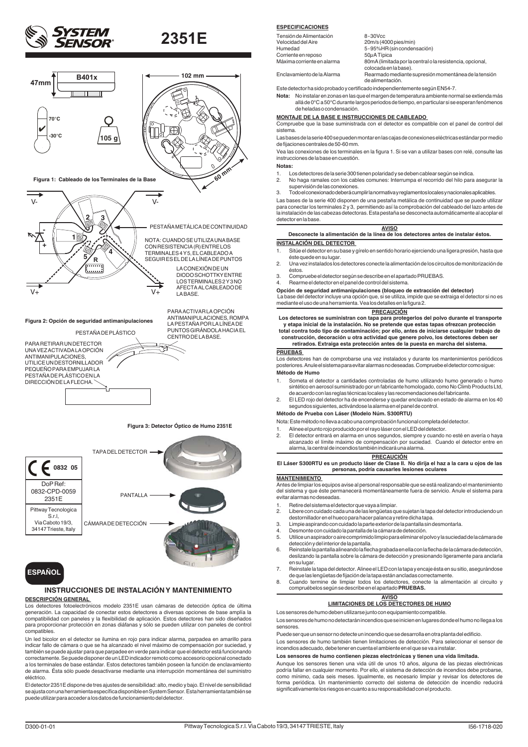# 2351E

B401x

47mm

102 mm

60 mm

70°C

-30°C

105 g

**Figura 1: Cableado de los Terminales de la Base**

V- V-

PESTAÑA METÁLICA DE CONTINUIDAD

NOTA: CUANDO SE UTILIZA UNA BASE CON RESISTENCIA (R) ENTRE LOS TERMINALES 4 Y 5, EL CABLEADO A SEGUIR ES EL DE LA LÍNEA DE PUNTOS

LA CONEXIÓN DE UN DIODO SCHOTTKY ENTRE LOS TERMINALES 2 Y 3 NO AFECTA AL CABLEADO DE LA BASE.

V+ V+

**Figura 2: Opción de seguridad antimanipulaciones**

PESTAÑA DE PLÁSTICO

PARA ACTIVAR LA OPCIÓN ANTIMANIPULACIONES, ROMPA LA PESTAÑA POR LA LÍNEA DE PUNTOS GIRÁNDOLA HACIA EL CENTRO DE LA BASE.

PARA RETIRAR UN DETECTOR UNA VEZ ACTIVADA LA OPCIÓN ANTIMANIPULACIONES, UTILICE UN DESTORNILLADOR PEQUEÑO PARA EMPUJAR LA PESTAÑA DE PLÁSTICO EN LA DIRECCIÓN DE LA FLECHA.

**Figura 3: Detector Óptico de Humo 2351E**

TAPA DEL DETECTOR

PANTALLA

CÁMARA DE DETECCIÓN

CE 0832 05

DoP Ref: 0832-CPD-0059 2351E

Pittway Tecnologica S.r.l, Via Caboto 19/3, 34147 Trieste, Italy

**ESPAÑOL**

## INSTRUCCIONES DE INSTALACIÓN Y MANTENIMIENTO

### DESCRIPCIÓN GENERAL

Los detectores fotoelectrónicos modelo 2351E usan cámaras de detección óptica de última generación. La capacidad de conectar estos detectores a diversas opciones de base amplía la compatibilidad con paneles y la flexibilidad de aplicación. Estos detectores han sido diseñados para proporcionar protección en zonas diáfanas y sólo se pueden utilizar con paneles de control compatibles.

Un led bicolor en el detector se ilumina en rojo para indicar alarma, parpadea en amarillo para indicar fallo de cámara o que se ha alcanzado el nivel máximo de compensación por suciedad, y también se puede ajustar para que parpadee en verde para indicar que el detector está funcionando correctamente. Se puede disponer de un LED indicador remoto como accesorio opcional conectado a los terminales de base estándar. Estos detectores también poseen la función de enclavamiento de alarma. Ésta sólo puede desactivarse mediante una interrupción momentánea del suministro eléctrico.

El detector 2351E dispone de tres ajustes de sensibilidad: alto, medio y bajo. El nivel de sensibilidad se ajusta con una herramienta específica disponible en System Sensor. Esta herramienta también se puede utilizar para acceder a los datos de funcionamiento del detector.

### ESPECIFICACIONES

| | |
|---|---|
| Tensión de Alimentación | 8 - 30Vcc |
| Velocidad del Aire | 20m/s (4000 pies/min) |
| Humedad | 5 - 95%HR (sin condensación) |
| Corriente en reposo | 50µA Típica |
| Máxima corriente en alarma | 80mA (limitada por la central o la resistencia, opcional, colocada en la base). |
| Enclavamiento de la Alarma | Rearmado mediante supresión momentánea de la tensión de alimentación. |

Este detector ha sido probado y certificado independientemente según EN54-7.

**Nota:** No instalar en zonas en las que el margen de temperatura ambiente normal se extienda más allá de 0°C a 50°C durante largos periodos de tiempo, en particular si se esperan fenómenos de heladas o condensación.

### MONTAJE DE LA BASE E INSTRUCCIONES DE CABLEADO

Compruebe que la base suministrada con el detector es compatible con el panel de control del sistema.

Las bases de la serie 400 se pueden montar en las cajas de conexiones eléctricas estándar por medio de fijaciones centrales de 50-60 mm.

Vea las conexiones de los terminales en la figura 1. Si se van a utilizar bases con relé, consulte las instrucciones de la base en cuestión.

**Notas:**

1. Los detectores de la serie 300 tienen polaridad y se deben cablear según se indica.
2. No haga ramales con los cables comunes: Interrumpa el recorrido del hilo para asegurar la supervisión de las conexiones.
3. Todo el conexionado deberá cumplir la normativa y reglamentos locales y nacionales aplicables.

Las bases de la serie 400 disponen de una pestaña metálica de continuidad que se puede utilizar para conectar los terminales 2 y 3, permitiendo así la comprobación del cableado del lazo antes de la instalación de las cabezas detectoras. Esta pestaña se desconecta automáticamente al acoplar el detector en la base.

**AVISO**

**Desconecte la alimentación de la línea de los detectores antes de instalar éstos.**

### INSTALACIÓN DEL DETECTOR

1. Sitúe el detector en su base y gírelo en sentido horario ejerciendo una ligera presión, hasta que éste quede en su lugar.
2. Una vez instalados los detectores conecte la alimentación de los circuitos de monitorización de éstos.
3. Compruebe el detector según se describe en el apartado PRUEBAS.
4. Rearme el detector en el panel de control del sistema.

**Opción de seguridad antimanipulaciones (bloqueo de extracción del detector)**

La base del detector incluye una opción que, si se utiliza, impide que se extraiga el detector si no es mediante el uso de una herramienta. Vea los detalles en la figura 2.

**PRECAUCIÓN**

**Los detectores se suministran con tapa para protegerlos del polvo durante el transporte y etapa inicial de la instalación. No se pretende que estas tapas ofrezcan protección total contra todo tipo de contaminación; por ello, antes de iniciarse cualquier trabajo de construcción, decoración u otra actividad que genere polvo, los detectores deben ser retirados. Extraiga esta protección antes de la puesta en marcha del sistema.**

### PRUEBAS

Los detectores han de comprobarse una vez instalados y durante los mantenimientos periódicos posteriores. Anule el sistema para evitar alarmas no deseadas. Compruebe el detector como sigue:

**Método de Humo**

1. Someta el detector a cantidades controladas de humo utilizando humo generado o humo sintético en aerosol suministrado por un fabricante homologado, como No Climb Products Ltd, de acuerdo con las reglas técnicas locales y las recomendaciones del fabricante.
2. El LED rojo del detector ha de encenderse y quedar enclavado en estado de alarma en los 40 segundos siguientes, activándose la alarma en el panel de control.

**Método de Prueba con Láser (Modelo Núm. S300RTU)**

Nota: Este método no lleva a cabo una comprobación funcional completa del detector.

1. Alinee el punto rojo producido por el rayo láser con el LED del detector.
2. El detector entrará en alarma en unos segundos, siempre y cuando no esté en avería o haya alcanzado el límite máximo de compensación por suciedad. Cuando el detector entre en alarma, la central de incendios también indicará una alarma.

**PRECAUCIÓN**

**El Láser S300RTU es un producto láser de Clase II. No dirija el haz a la cara u ojos de las personas, podría causarles lesiones oculares**

### MANTENIMIENTO

Antes de limpiar los equipos avise al personal responsable que se está realizando el mantenimiento del sistema y que éste permanecerá momentáneamente fuera de servicio. Anule el sistema para evitar alarmas no deseadas.

1. Retire del sistema el detector que vaya a limpiar.
2. Libere con cuidado cada una de las lengüetas que sujetan la tapa del detector introduciendo un destornillador en el hueco para hacer palanca y retire dicha tapa.
3. Limpie aspirando con cuidado la parte exterior de la pantalla sin desmontarla.
4. Desmonte con cuidado la pantalla de la cámara de detección.
5. Utilice un aspirador o aire comprimido limpio para eliminar el polvo y la suciedad de la cámara de detección y del interior de la pantalla.
6. Reinstale la pantalla alineando la flecha grabada en ella con la flecha de la cámara de detección, deslizando la pantalla sobre la cámara de detección y presionando ligeramente para anclarla en su lugar.
7. Reinstale la tapa del detector. Alinee el LED con la tapa y encaje ésta en su sitio, asegurándose de que las lengüetas de fijación de la tapa están ancladas correctamente.
8. Cuando termine de limpiar todos los detectores, conecte la alimentación al circuito y compruébelos según se describe en el apartado **PRUEBAS.**

**AVISO**

**LIMITACIONES DE LOS DETECTORES DE HUMO**

Los sensores de humo deben utilizarse junto con equipamiento compatible.

Los sensores de humo no detectarán incendios que se inicien en lugares donde el humo no llega a los sensores.

Puede ser que un sensor no detecte un incendio que se desarrolla en otra planta del edificio.

Los sensores de humo también tienen limitaciones de detección. Para seleccionar el sensor de incendios adecuado, debe tener en cuenta el ambiente en el que se va a instalar.

**Los sensores de humo contienen piezas electrónicas y tienen una vida limitada.**

Aunque los sensores tienen una vida útil de unos 10 años, alguna de las piezas electrónicas podría fallar en cualquier momento. Por ello, el sistema de detección de incendios debe probarse, como mínimo, cada seis meses. Igualmente, es necesario limpiar y revisar los detectores de forma periódica. Un mantenimiento correcto del sistema de detección de incendio reducirá significativamente los riesgos en cuanto a su responsabilidad con el producto.

D300-01-01 Pittway Tecnologica S.r.l. Via Caboto 19/3, 34147 TRIESTE, Italy I56-1718-020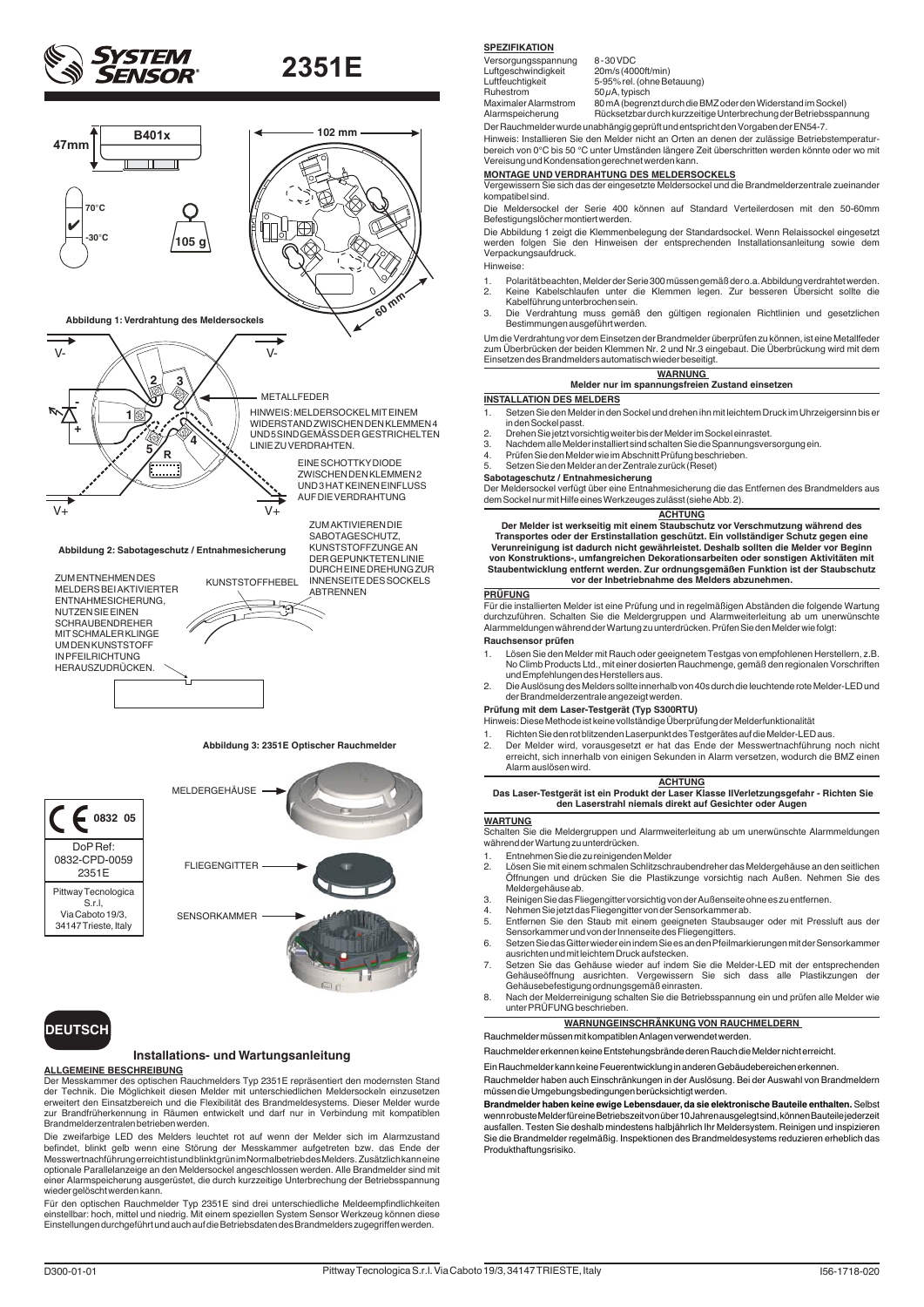# SYSTEM SENSOR

# 2351E

47mm

B401x

102 mm

70°C

-30°C

105 g

60 mm

**Abbildung 1: Verdrahtung des Meldersockels**

V-

V-

V+

V+

METALLFEDER

HINWEIS: MELDERSOCKEL MIT EINEM WIDERSTAND ZWISCHEN DEN KLEMMEN 4 UND 5 SIND GEMÄSS DER GESTRICHELTEN LINIE ZU VERDRAHTEN.

EINE SCHOTTKY DIODE ZWISCHEN DEN KLEMMEN 2 UND 3 HAT KEINEN EINFLUSS AUF DIE VERDRAHTUNG

**Abbildung 2: Sabotageschutz / Entnahmesicherung**

ZUM ENTNEHMEN DES MELDERS BEI AKTIVIERTER ENTNAHMESICHERUNG, NUTZEN SIE EINEN SCHRAUBENDREHER MIT SCHMALER KLINGE UM DEN KUNSTSTOFF IN PFEILRICHTUNG HERAUSZUDRÜCKEN.

KUNSTSTOFFHEBEL

ZUM AKTIVIEREN DES SABOTAGESCHUTZ, KUNSTSTOFFZUNGE AN DER GEPUNKTETEN LINIE DURCH EINE DREHUNG ZUR INNENSEITE DES SOCKELS ABTRENNEN

**Abbildung 3: 2351E Optischer Rauchmelder**

MELDERGEHÄUSE

FLIEGENGITTER

SENSORKAMMER

CE 0832 05

DoP Ref:
0832-CPD-0059
2351E

Pittway Tecnologica S.r.l,
Via Caboto 19/3,
34147 Trieste, Italy

**DEUTSCH**

## Installations- und Wartungsanleitung

### ALLGEMEINE BESCHREIBUNG

Der Messkammer des optischen Rauchmelders Typ 2351E repräsentiert den modernsten Stand der Technik. Die Möglichkeit diesen Melder mit unterschiedlichen Meldersockeln einzusetzen erweitert den Einsatzbereich und die Flexibilität des Brandmeldesystems. Dieser Melder wurde zur Brandfrüherkennung in Räumen entwickelt und darf nur in Verbindung mit kompatiblen Brandmelderzentralen betrieben werden.

Die zweifarbige LED des Melders leuchtet rot auf wenn der Melder sich im Alarmzustand befindet, blinkt gelb wenn eine Störung der Messkammer aufgetreten bzw. das Ende der Messwertnachführung erreicht ist und blinkt grün im Normalbetrieb des Melders. Zusätzlich kann eine optionale Parallelanzeige an den Meldersockel angeschlossen werden. Alle Brandmelder sind mit einer Alarmspeicherung ausgerüstet, die durch kurzzeitige Unterbrechung der Betriebsspannung wieder gelöscht werden kann.

Für den optischen Rauchmelder Typ 2351E sind drei unterschiedliche Meldeempfindlichkeiten einstellbar: hoch, mittel und niedrig. Mit einem speziellen System Sensor Werkzeug können diese Einstellungen durchgeführt und auch auf die Betriebsdaten des Brandmelders zugegriffen werden.

### SPEZIFIKATION

| | |
|---|---|
| Versorgungsspannung | 8 - 30 VDC |
| Luftgeschwindigkeit | 20m/s (4000ft/min) |
| Luftfeuchtigkeit | 5-95% rel. (ohne Betauung) |
| Ruhestrom | 50 µA, typisch |
| Maximaler Alarmstrom | 80 mA (begrenzt durch die BMZ oder den Widerstand im Sockel) |
| Alarmspeicherung | Rücksetzbar durch kurzzeitige Unterbrechung der Betriebsspannung |

Der Rauchmelder wurde unabhängig geprüft und entspricht den Vorgaben der EN54-7.

Hinweis: Installieren Sie den Melder nicht an Orten an denen der zulässige Betriebstemperaturbereich von 0°C bis 50 °C unter Umständen längere Zeit überschritten werden könnte oder wo mit Vereisung und Kondensation gerechnet werden kann.

### MONTAGE UND VERDRAHTUNG DES MELDERSOCKELS

Vergewissern Sie sich das der eingesetzte Meldersockel und die Brandmelderzentrale zueinander kompatibel sind.

Die Meldersockel der Serie 400 können auf Standard Verteilerdosen mit den 50-60mm Befestigungslöcher montiert werden.

Die Abbildung 1 zeigt die Klemmenbelegung der Standardsockel. Wenn Relaissockel eingesetzt werden folgen Sie den Hinweisen der entsprechenden Installationsanleitung sowie dem Verpackungsaufdruck.

Hinweise:

1. Polarität beachten, Melder der Serie 300 müssen gemäß der o.a. Abbildung verdrahtet werden.
2. Keine Kabelschlaufen unter die Klemmen legen. Zur besseren Übersicht sollte die Kabelführung unterbrochen sein.
3. Die Verdrahtung muss gemäß den gültigen regionalen Richtlinien und gesetzlichen Bestimmungen ausgeführt werden.

Um die Verdrahtung vor dem Einsetzen der Brandmelder überprüfen zu können, ist eine Metallfeder zum Überbrücken der beiden Klemmen Nr. 2 und Nr.3 eingebaut. Die Überbrückung wird mit dem Einsetzen des Brandmelders automatisch wieder beseitigt.

**WARNUNG**
**Melder nur im spannungsfreien Zustand einsetzen**

### INSTALLATION DES MELDERS

1. Setzen Sie den Melder in den Sockel und drehen ihn mit leichtem Druck im Uhrzeigersinn bis er in den Sockel passt.
2. Drehen Sie jetzt vorsichtig weiter bis der Melder im Sockel einrastet.
3. Nachdem alle Melder installiert sind schalten Sie die Spannungsversorgung ein.
4. Prüfen Sie den Melder wie im Abschnitt Prüfung beschrieben.
5. Setzen Sie den Melder an der Zentrale zurück (Reset)

**Sabotageschutz / Entnahmesicherung**

Der Meldersockel verfügt über eine Entnahmesicherung die das Entfernen des Brandmelders aus dem Sockel nur mit Hilfe eines Werkzeuges zulässt (siehe Abb. 2).

**ACHTUNG**
**Der Melder ist werkseitig mit einem Staubschutz vor Verschmutzung während des Transportes oder der Erstinstallation geschützt. Ein vollständiger Schutz gegen eine Verunreinigung ist dadurch nicht gewährleistet. Deshalb sollten die Melder vor Beginn von Konstruktions-, umfangreichen Dekorationsarbeiten oder sonstigen Aktivitäten mit Staubentwicklung entfernt werden. Zur ordnungsgemäßen Funktion ist der Staubschutz vor der Inbetriebnahme des Melders abzunehmen.**

### PRÜFUNG

Für die installierten Melder ist eine Prüfung und in regelmäßigen Abständen die folgende Wartung durchzuführen. Schalten Sie die Meldergruppen und Alarmweiterleitung ab um unerwünschte Alarmmeldungen während der Wartung zu unterdrücken. Prüfen Sie den Melder wie folgt:

**Rauchsensor prüfen**

1. Lösen Sie den Melder mit Rauch oder geeignetem Testgas von empfohlenen Herstellern, z.B. No Climb Products Ltd., mit einer dosierten Rauchmenge, gemäß den regionalen Vorschriften und Empfehlungen des Herstellers aus.
2. Die Auslösung des Melders sollte innerhalb von 40s durch die leuchtende rote Melder-LED und der Brandmelderzentrale angezeigt werden.

**Prüfung mit dem Laser-Testgerät (Typ S300RTU)**

Hinweis: Diese Methode ist keine vollständige Überprüfung der Melderfunktionalität

1. Richten Sie den rot blitzenden Laserpunkt des Testgerätes auf die Melder-LED aus.
2. Der Melder wird, vorausgesetzt er hat das Ende der Messwertnachführung noch nicht erreicht, sich innerhalb von einigen Sekunden in Alarm versetzen, wodurch die BMZ einen Alarm auslösen wird.

**ACHTUNG**
**Das Laser-Testgerät ist ein Produkt der Laser Klasse IIVerletzungsgefahr - Richten Sie den Laserstrahl niemals direkt auf Gesichter oder Augen**

### WARTUNG

Schalten Sie die Meldergruppen und Alarmweiterleitung ab um unerwünschte Alarmmeldungen während der Wartung zu unterdrücken.

1. Entnehmen Sie die zu reinigenden Melder
2. Lösen Sie mit einem schmalen Schlitzschraubendreher das Meldergehäuse an den seitlichen Öffnungen und drücken Sie die Plastikzunge vorsichtig nach Außen. Nehmen Sie des Meldergehäuse ab.
3. Reinigen Sie das Fliegengitter vorsichtig von der Außenseite ohne es zu entfernen.
4. Nehmen Sie jetzt das Fliegengitter von der Sensorkammer ab.
5. Entfernen Sie den Staub mit einem geeigneten Staubsauger oder mit Pressluft aus der Sensorkammer und von der Innenseite des Fliegengitters.
6. Setzen Sie das Gitter wieder ein indem Sie es an den Pfeilmarkierungen mit der Sensorkammer ausrichten und mit leichtem Druck aufstecken.
7. Setzen Sie das Gehäuse wieder auf indem Sie die Melder-LED mit der entsprechenden Gehäuseöffnung ausrichten. Vergewissern Sie sich dass alle Plastikzungen der Gehäusebefestigung ordnungsgemäß einrasten.
8. Nach der Melderreinigung schalten Sie die Betriebsspannung ein und prüfen alle Melder wie unter PRÜFUNG beschrieben.

**WARNUNGEINSCHRÄNKUNG VON RAUCHMELDERN**

Rauchmelder müssen mit kompatiblen Anlagen verwendet werden.

Rauchmelder erkennen keine Entstehungsbrände deren Rauch die Melder nicht erreicht.

Ein Rauchmelder kann keine Feuerentwicklung in anderen Gebäudebereichen erkennen.

Rauchmelder haben auch Einschränkungen in der Auslösung. Bei der Auswahl von Brandmeldern müssen die Umgebungsbedingungen berücksichtigt werden.

**Brandmelder haben keine ewige Lebensdauer, da sie elektronische Bauteile enthalten.** Selbst wenn robuste Melder für eine Betriebszeit von über 10 Jahren ausgelegt sind, können Bauteile jederzeit ausfallen. Testen Sie deshalb mindestens halbjährlich Ihr Meldersystem. Reinigen und inspizieren Sie die Brandmelder regelmäßig. Inspektionen des Brandmeldesystems reduzieren erheblich das Produkthaftungsrisiko.

D300-01-01 Pittway Tecnologica S.r.l. Via Caboto 19/3, 34147 TRIESTE, Italy I56-1718-020